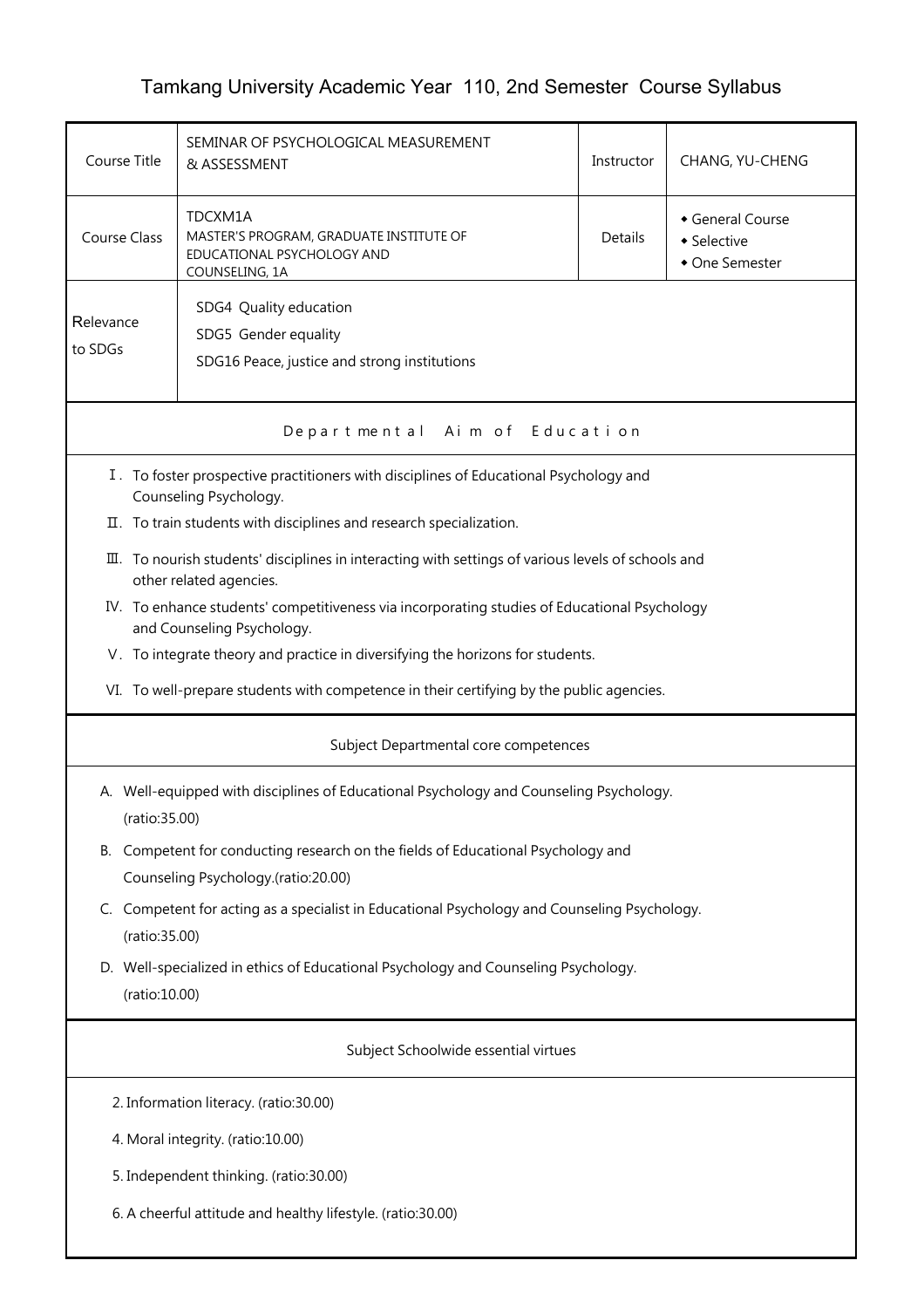# Tamkang University Academic Year 110, 2nd Semester Course Syllabus

| Course Title | SEMINAR OF PSYCHOLOGICAL MEASUREMENT & ASSESSMENT | Instructor | CHANG, YU-CHENG |
|---|---|---|---|
| Course Class | TDCXM1A<br>MASTER'S PROGRAM, GRADUATE INSTITUTE OF EDUCATIONAL PSYCHOLOGY AND COUNSELING, 1A | Details | ◆ General Course<br>◆ Selective<br>◆ One Semester |
| Relevance to SDGs | SDG4 Quality education<br>SDG5 Gender equality<br>SDG16 Peace, justice and strong institutions | | |

## Departmental Aim of Education

Ⅰ. To foster prospective practitioners with disciplines of Educational Psychology and Counseling Psychology.

Ⅱ. To train students with disciplines and research specialization.

Ⅲ. To nourish students' disciplines in interacting with settings of various levels of schools and other related agencies.

IV. To enhance students' competitiveness via incorporating studies of Educational Psychology and Counseling Psychology.

Ⅴ. To integrate theory and practice in diversifying the horizons for students.

VI. To well-prepare students with competence in their certifying by the public agencies.

## Subject Departmental core competences

A. Well-equipped with disciplines of Educational Psychology and Counseling Psychology. (ratio:35.00)

B. Competent for conducting research on the fields of Educational Psychology and Counseling Psychology.(ratio:20.00)

C. Competent for acting as a specialist in Educational Psychology and Counseling Psychology. (ratio:35.00)

D. Well-specialized in ethics of Educational Psychology and Counseling Psychology. (ratio:10.00)

## Subject Schoolwide essential virtues

2. Information literacy. (ratio:30.00)

4. Moral integrity. (ratio:10.00)

5. Independent thinking. (ratio:30.00)

6. A cheerful attitude and healthy lifestyle. (ratio:30.00)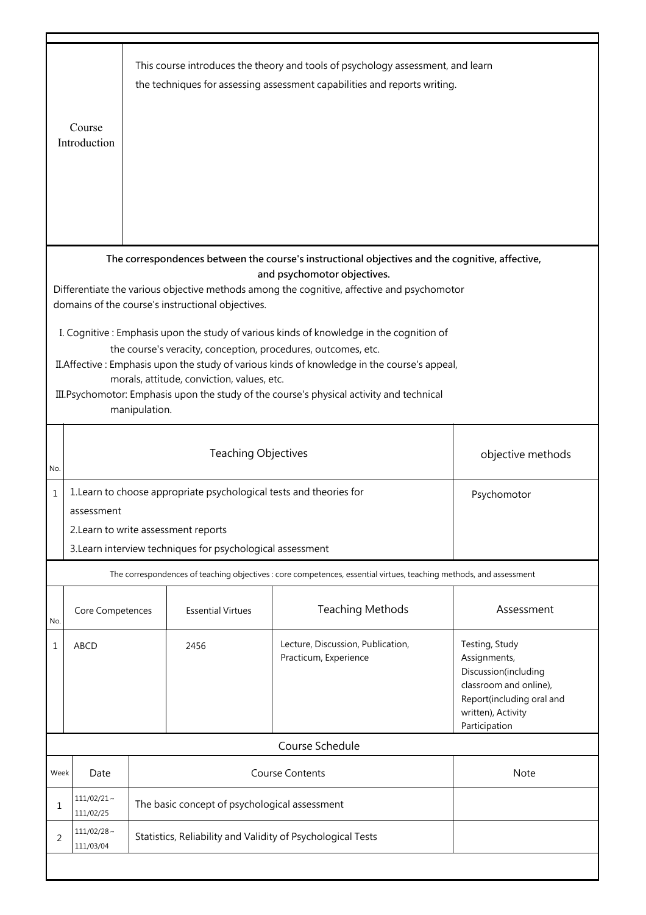| Course Introduction | This course introduces the theory and tools of psychology assessment, and learn the techniques for assessing assessment capabilities and reports writing. |
|---|---|

**The correspondences between the course's instructional objectives and the cognitive, affective, and psychomotor objectives.**

Differentiate the various objective methods among the cognitive, affective and psychomotor domains of the course's instructional objectives.

I. Cognitive : Emphasis upon the study of various kinds of knowledge in the cognition of the course's veracity, conception, procedures, outcomes, etc.

II.Affective : Emphasis upon the study of various kinds of knowledge in the course's appeal, morals, attitude, conviction, values, etc.

III.Psychomotor: Emphasis upon the study of the course's physical activity and technical manipulation.

| No. | Teaching Objectives | objective methods |
|---|---|---|
| 1 | 1.Learn to choose appropriate psychological tests and theories for assessment<br>2.Learn to write assessment reports<br>3.Learn interview techniques for psychological assessment | Psychomotor |

The correspondences of teaching objectives : core competences, essential virtues, teaching methods, and assessment

| No. | Core Competences | Essential Virtues | Teaching Methods | Assessment |
|---|---|---|---|---|
| 1 | ABCD | 2456 | Lecture, Discussion, Publication, Practicum, Experience | Testing, Study Assignments, Discussion(including classroom and online), Report(including oral and written), Activity Participation |

Course Schedule

| Week | Date | Course Contents | Note |
|---|---|---|---|
| 1 | 111/02/21～111/02/25 | The basic concept of psychological assessment | |
| 2 | 111/02/28～111/03/04 | Statistics, Reliability and Validity of Psychological Tests | |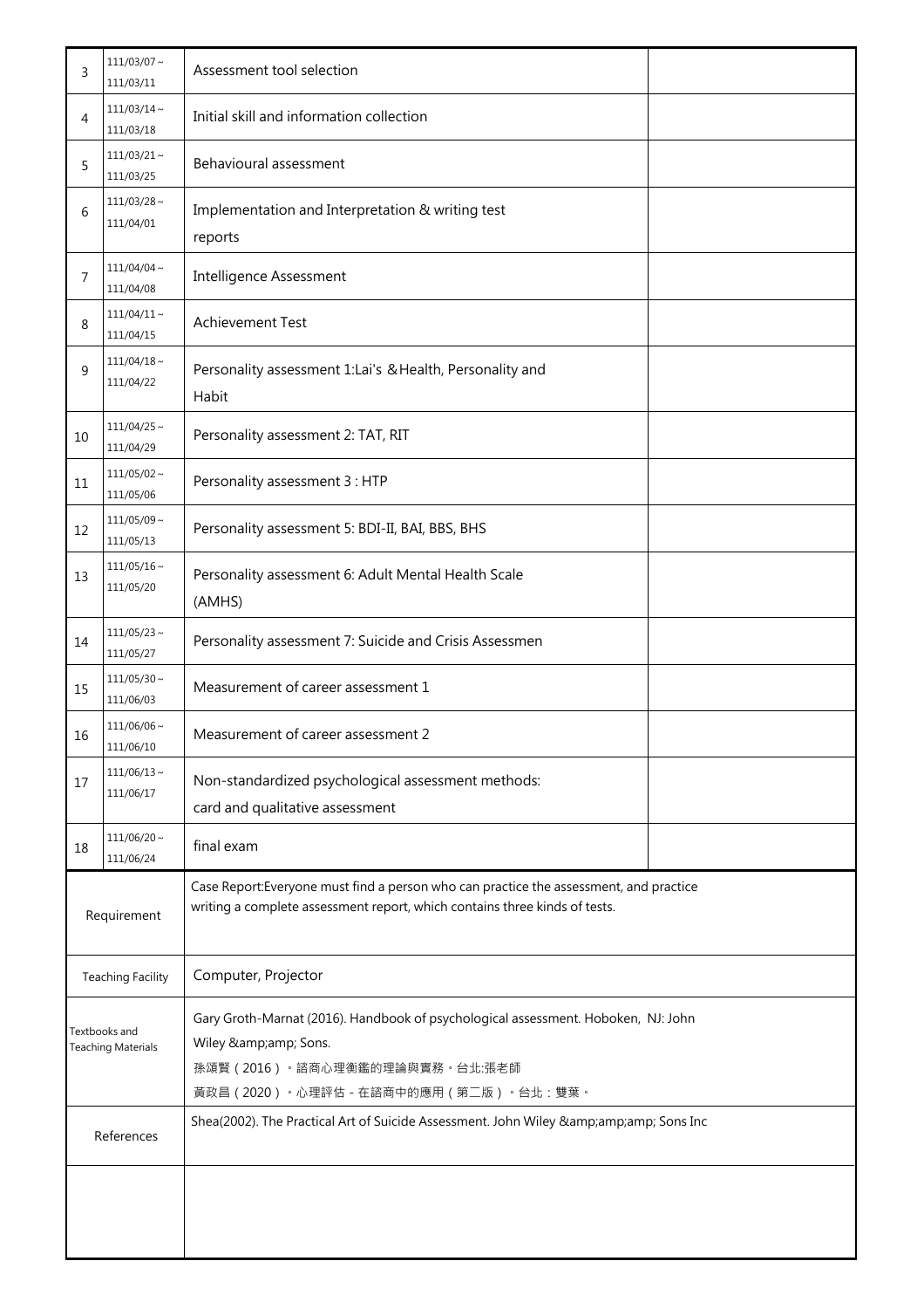| | | | |
|---|---|---|---|
| 3 | 111/03/07～111/03/11 | Assessment tool selection | |
| 4 | 111/03/14～111/03/18 | Initial skill and information collection | |
| 5 | 111/03/21～111/03/25 | Behavioural assessment | |
| 6 | 111/03/28～111/04/01 | Implementation and Interpretation & writing test reports | |
| 7 | 111/04/04～111/04/08 | Intelligence Assessment | |
| 8 | 111/04/11～111/04/15 | Achievement Test | |
| 9 | 111/04/18～111/04/22 | Personality assessment 1:Lai's &Health, Personality and Habit | |
| 10 | 111/04/25～111/04/29 | Personality assessment 2: TAT, RIT | |
| 11 | 111/05/02～111/05/06 | Personality assessment 3 : HTP | |
| 12 | 111/05/09～111/05/13 | Personality assessment 5: BDI-II, BAI, BBS, BHS | |
| 13 | 111/05/16～111/05/20 | Personality assessment 6: Adult Mental Health Scale (AMHS) | |
| 14 | 111/05/23～111/05/27 | Personality assessment 7: Suicide and Crisis Assessmen | |
| 15 | 111/05/30～111/06/03 | Measurement of career assessment 1 | |
| 16 | 111/06/06～111/06/10 | Measurement of career assessment 2 | |
| 17 | 111/06/13～111/06/17 | Non-standardized psychological assessment methods: card and qualitative assessment | |
| 18 | 111/06/20～111/06/24 | final exam | |

| | |
|---|---|
| Requirement | Case Report:Everyone must find a person who can practice the assessment, and practice writing a complete assessment report, which contains three kinds of tests. |
| Teaching Facility | Computer, Projector |
| Textbooks and Teaching Materials | Gary Groth-Marnat (2016). Handbook of psychological assessment. Hoboken, NJ: John Wiley &amp;amp; Sons.<br>孫頌賢（2016）。諮商心理衡鑑的理論與實務。台北:張老師<br>黃政昌（2020）。心理評估－在諮商中的應用（第二版）。台北：雙葉。 |
| References | Shea(2002). The Practical Art of Suicide Assessment. John Wiley &amp;amp;amp; Sons Inc |
| | |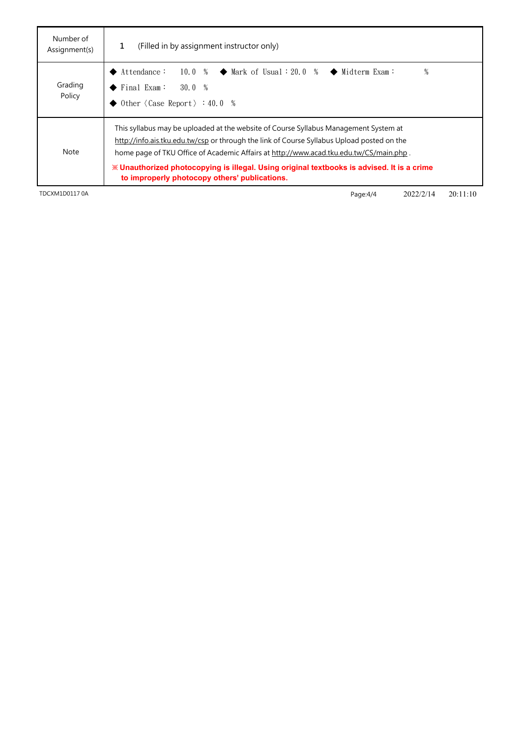| | |
|---|---|
| Number of Assignment(s) | 1 (Filled in by assignment instructor only) |
| Grading Policy | ◆ Attendance： 10.0 % ◆ Mark of Usual：20.0 % ◆ Midterm Exam： %<br>◆ Final Exam： 30.0 %<br>◆ Other〈Case Report〉：40.0 % |
| Note | This syllabus may be uploaded at the website of Course Syllabus Management System at http://info.ais.tku.edu.tw/csp or through the link of Course Syllabus Upload posted on the home page of TKU Office of Academic Affairs at http://www.acad.tku.edu.tw/CS/main.php .<br>**※ Unauthorized photocopying is illegal. Using original textbooks is advised. It is a crime to improperly photocopy others' publications.** |

TDCXM1D0117 0A 2022/2/14 20:11:10